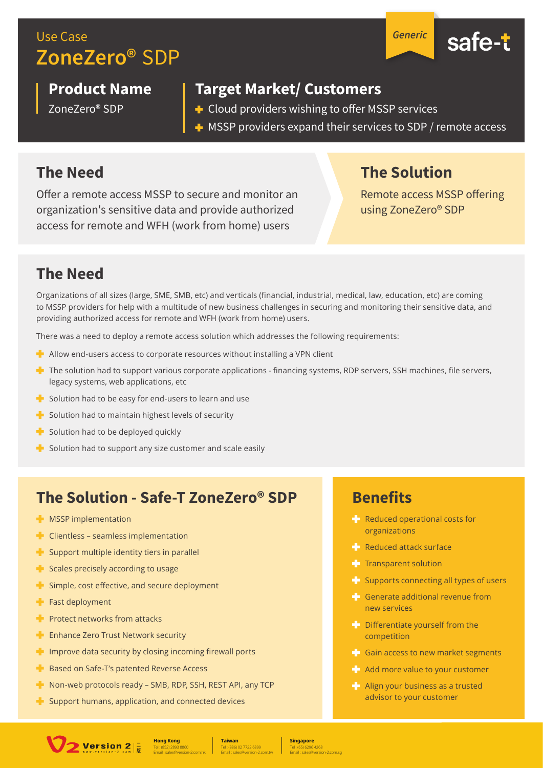Use Case

# ZoneZero® SDP

*Generic*

safe-t

## Product Name

ZoneZero® SDP

## Target Market/ Customers

- Cloud providers wishing to offer MSSP services
- MSSP providers expand their services to SDP / remote access

## The Need

Offer a remote access MSSP to secure and monitor an organization's sensitive data and provide authorized access for remote and WFH (work from home) users

## The Solution

Remote access MSSP offering using ZoneZero® SDP

## The Need

Organizations of all sizes (large, SME, SMB, etc) and verticals (financial, industrial, medical, law, education, etc) are coming to MSSP providers for help with a multitude of new business challenges in securing and monitoring their sensitive data, and providing authorized access for remote and WFH (work from home) users.

There was a need to deploy a remote access solution which addresses the following requirements:

- Allow end-users access to corporate resources without installing a VPN client
- The solution had to support various corporate applications - financing systems, RDP servers, SSH machines, file servers, legacy systems, web applications, etc
- Solution had to be easy for end-users to learn and use
- Solution had to maintain highest levels of security
- Solution had to be deployed quickly
- Solution had to support any size customer and scale easily

## The Solution - Safe-T ZoneZero® SDP

- MSSP implementation
- Clientless – seamless implementation
- Support multiple identity tiers in parallel
- Scales precisely according to usage
- Simple, cost effective, and secure deployment
- Fast deployment
- Protect networks from attacks
- Enhance Zero Trust Network security
- Improve data security by closing incoming firewall ports
- Based on Safe-T's patented Reverse Access
- Non-web protocols ready – SMB, RDP, SSH, REST API, any TCP
- Support humans, application, and connected devices

## Benefits

- Reduced operational costs for organizations
- Reduced attack surface
- Transparent solution
- Supports connecting all types of users
- Generate additional revenue from new services
- Differentiate yourself from the competition
- Gain access to new market segments
- Add more value to your customer
- Align your business as a trusted advisor to your customer

Version 2 二版 www.version-2.com

**Hong Kong**
Tel : (852) 2893 8860
Email : sales@version-2.com.hk

**Taiwan**
Tel : (886) 02 7722 6899
Email : sales@version-2.com.tw

**Singapore**
Tel : (65) 6296 4268
Email : sales@version-2.com.sg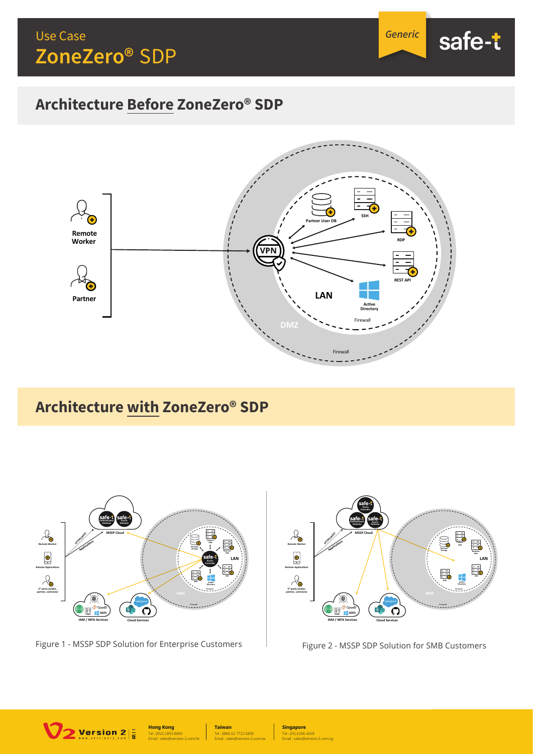Use Case

# ZoneZero® SDP

*Generic*

safe-t

## Architecture Before ZoneZero® SDP

Remote Worker

Partner

VPN

Partner User DB

SSH

RDP

REST API

LAN

Active Directory

Firewall

DMZ

Firewall

## Architecture with ZoneZero® SDP

Figure 1 - MSSP SDP Solution for Enterprise Customers

Figure 2 - MSSP SDP Solution for SMB Customers

Hong Kong
Tel : (852) 2893 8860
Email : sales@version-2.com.hk

Taiwan
Tel : (886) 02 7722 6899
Email : sales@version-2.com.tw

Singapore
Tel : (65) 6296 4268
Email : sales@version-2.com.sg